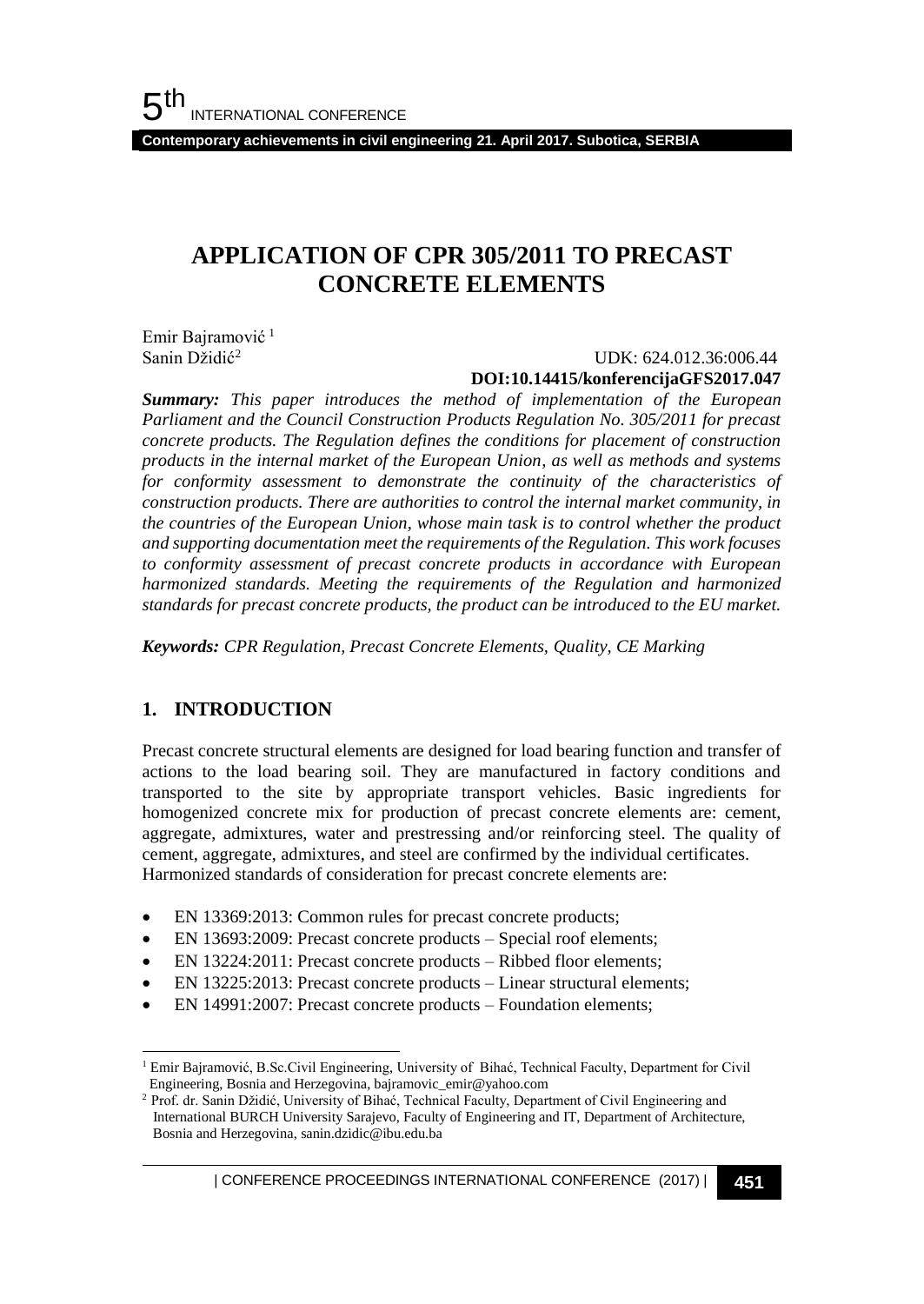# APPLICATION OF CPR 305/2011 TO PRECAST CONCRETE ELEMENTS

Emir Bajramović [1]
Sanin Džidić[2]

UDK: 624.012.36:006.44
**DOI:10.14415/konferencijaGFS2017.047**

***Summary:*** *This paper introduces the method of implementation of the European Parliament and the Council Construction Products Regulation No. 305/2011 for precast concrete products. The Regulation defines the conditions for placement of construction products in the internal market of the European Union, as well as methods and systems for conformity assessment to demonstrate the continuity of the characteristics of construction products. There are authorities to control the internal market community, in the countries of the European Union, whose main task is to control whether the product and supporting documentation meet the requirements of the Regulation. This work focuses to conformity assessment of precast concrete products in accordance with European harmonized standards. Meeting the requirements of the Regulation and harmonized standards for precast concrete products, the product can be introduced to the EU market.*

***Keywords:*** *CPR Regulation, Precast Concrete Elements, Quality, CE Marking*

## 1. INTRODUCTION

Precast concrete structural elements are designed for load bearing function and transfer of actions to the load bearing soil. They are manufactured in factory conditions and transported to the site by appropriate transport vehicles. Basic ingredients for homogenized concrete mix for production of precast concrete elements are: cement, aggregate, admixtures, water and prestressing and/or reinforcing steel. The quality of cement, aggregate, admixtures, and steel are confirmed by the individual certificates.
Harmonized standards of consideration for precast concrete elements are:

- EN 13369:2013: Common rules for precast concrete products;
- EN 13693:2009: Precast concrete products – Special roof elements;
- EN 13224:2011: Precast concrete products – Ribbed floor elements;
- EN 13225:2013: Precast concrete products – Linear structural elements;
- EN 14991:2007: Precast concrete products – Foundation elements;

---

[1] Emir Bajramović, B.Sc.Civil Engineering, University of Bihać, Technical Faculty, Department for Civil Engineering, Bosnia and Herzegovina, bajramovic_emir@yahoo.com

[2] Prof. dr. Sanin Džidić, University of Bihać, Technical Faculty, Department of Civil Engineering and International BURCH University Sarajevo, Faculty of Engineering and IT, Department of Architecture, Bosnia and Herzegovina, sanin.dzidic@ibu.edu.ba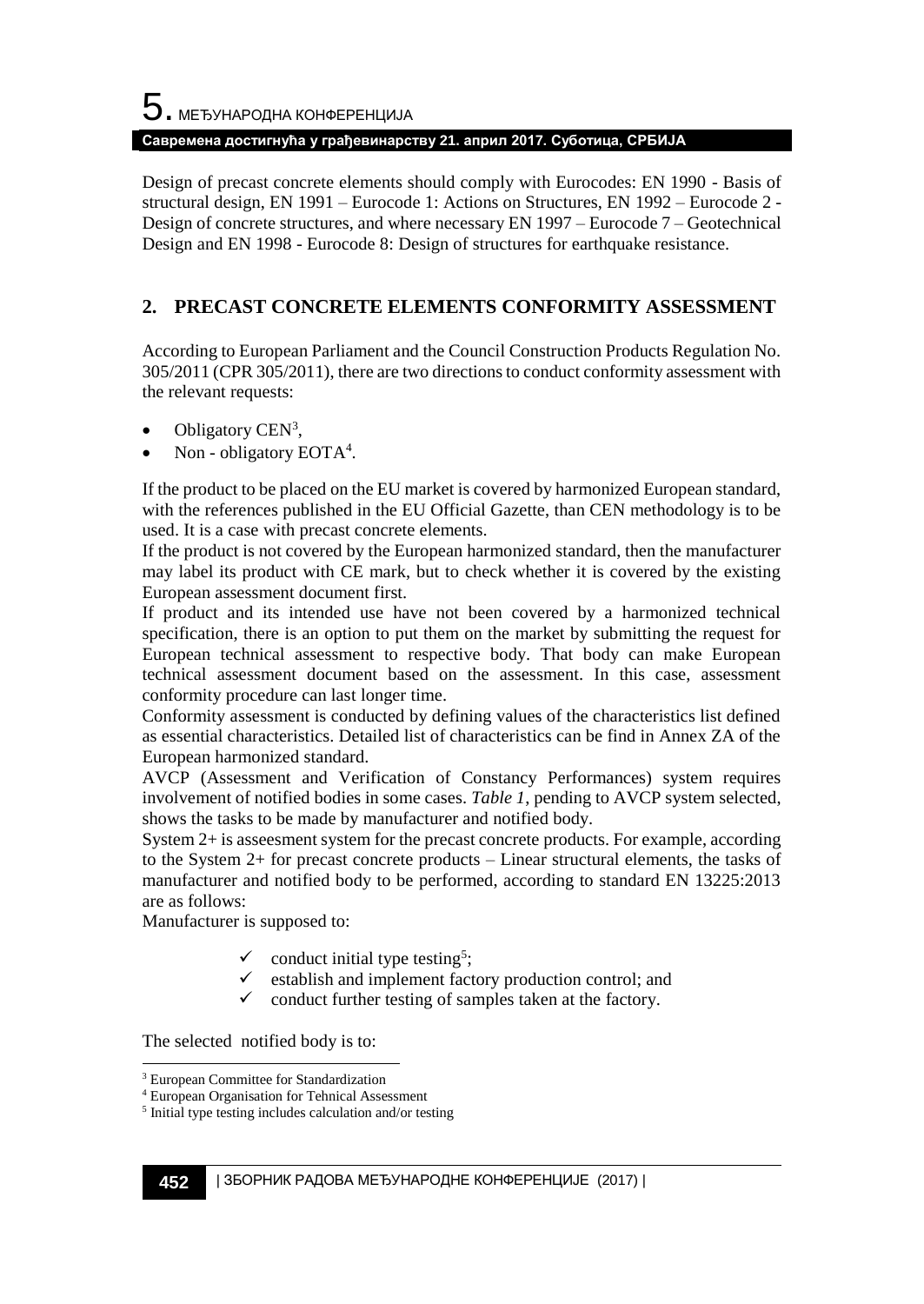Design of precast concrete elements should comply with Eurocodes: EN 1990 - Basis of structural design, EN 1991 – Eurocode 1: Actions on Structures, EN 1992 – Eurocode 2 - Design of concrete structures, and where necessary EN 1997 – Eurocode 7 – Geotechnical Design and EN 1998 - Eurocode 8: Design of structures for earthquake resistance.

## 2. PRECAST CONCRETE ELEMENTS CONFORMITY ASSESSMENT

According to European Parliament and the Council Construction Products Regulation No. 305/2011 (CPR 305/2011), there are two directions to conduct conformity assessment with the relevant requests:

- Obligatory CEN[3],
- Non - obligatory EOTA[4].

If the product to be placed on the EU market is covered by harmonized European standard, with the references published in the EU Official Gazette, than CEN methodology is to be used. It is a case with precast concrete elements.

If the product is not covered by the European harmonized standard, then the manufacturer may label its product with CE mark, but to check whether it is covered by the existing European assessment document first.

If product and its intended use have not been covered by a harmonized technical specification, there is an option to put them on the market by submitting the request for European technical assessment to respective body. That body can make European technical assessment document based on the assessment. In this case, assessment conformity procedure can last longer time.

Conformity assessment is conducted by defining values of the characteristics list defined as essential characteristics. Detailed list of characteristics can be find in Annex ZA of the European harmonized standard.

AVCP (Assessment and Verification of Constancy Performances) system requires involvement of notified bodies in some cases. *Table 1*, pending to AVCP system selected, shows the tasks to be made by manufacturer and notified body.

System 2+ is asseesment system for the precast concrete products. For example, according to the System 2+ for precast concrete products – Linear structural elements, the tasks of manufacturer and notified body to be performed, according to standard EN 13225:2013 are as follows:

Manufacturer is supposed to:

- ✓ conduct initial type testing[5];
- ✓ establish and implement factory production control; and
- ✓ conduct further testing of samples taken at the factory.

The selected notified body is to:

[3] European Committee for Standardization

[4] European Organisation for Tehnical Assessment

[5] Initial type testing includes calculation and/or testing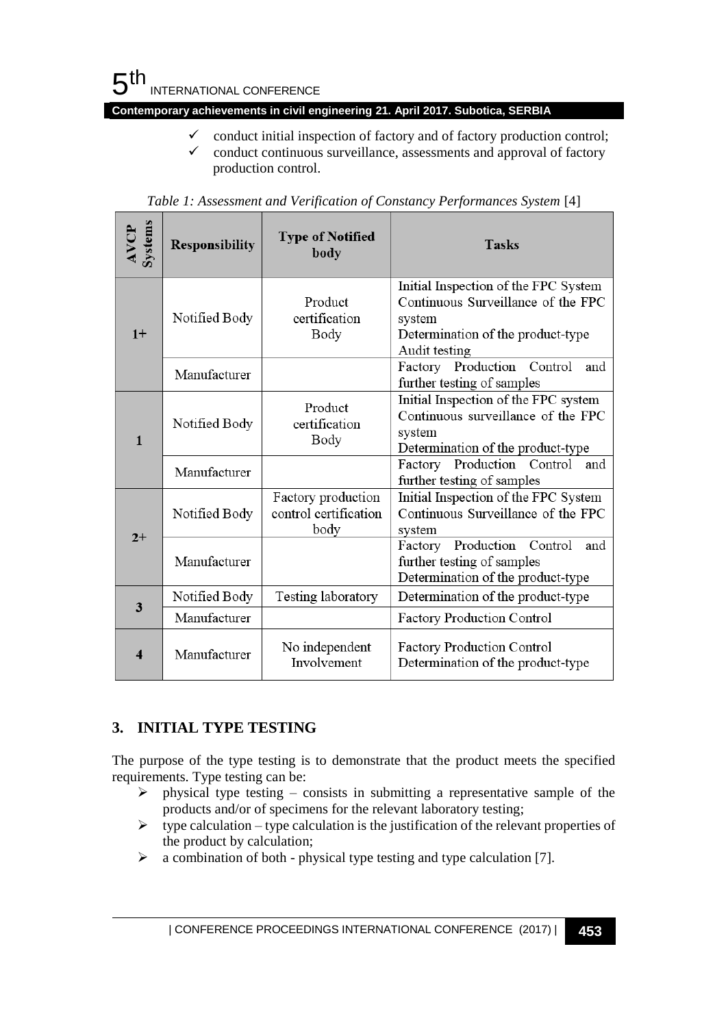- ✓ conduct initial inspection of factory and of factory production control;
- ✓ conduct continuous surveillance, assessments and approval of factory production control.

*Table 1: Assessment and Verification of Constancy Performances System* [4]

| AVCP Systems | Responsibility | Type of Notified body | Tasks |
|---|---|---|---|
| 1+ | Notified Body | Product certification Body | Initial Inspection of the FPC System<br>Continuous Surveillance of the FPC system<br>Determination of the product-type<br>Audit testing |
| | Manufacturer | | Factory Production Control and further testing of samples |
| 1 | Notified Body | Product certification Body | Initial Inspection of the FPC system<br>Continuous surveillance of the FPC system<br>Determination of the product-type |
| | Manufacturer | | Factory Production Control and further testing of samples |
| 2+ | Notified Body | Factory production control certification body | Initial Inspection of the FPC System<br>Continuous Surveillance of the FPC system |
| | Manufacturer | | Factory Production Control and further testing of samples<br>Determination of the product-type |
| 3 | Notified Body | Testing laboratory | Determination of the product-type |
| | Manufacturer | | Factory Production Control |
| 4 | Manufacturer | No independent Involvement | Factory Production Control<br>Determination of the product-type |

## 3. INITIAL TYPE TESTING

The purpose of the type testing is to demonstrate that the product meets the specified requirements. Type testing can be:

- ➢ physical type testing – consists in submitting a representative sample of the products and/or of specimens for the relevant laboratory testing;
- ➢ type calculation – type calculation is the justification of the relevant properties of the product by calculation;
- ➢ a combination of both - physical type testing and type calculation [7].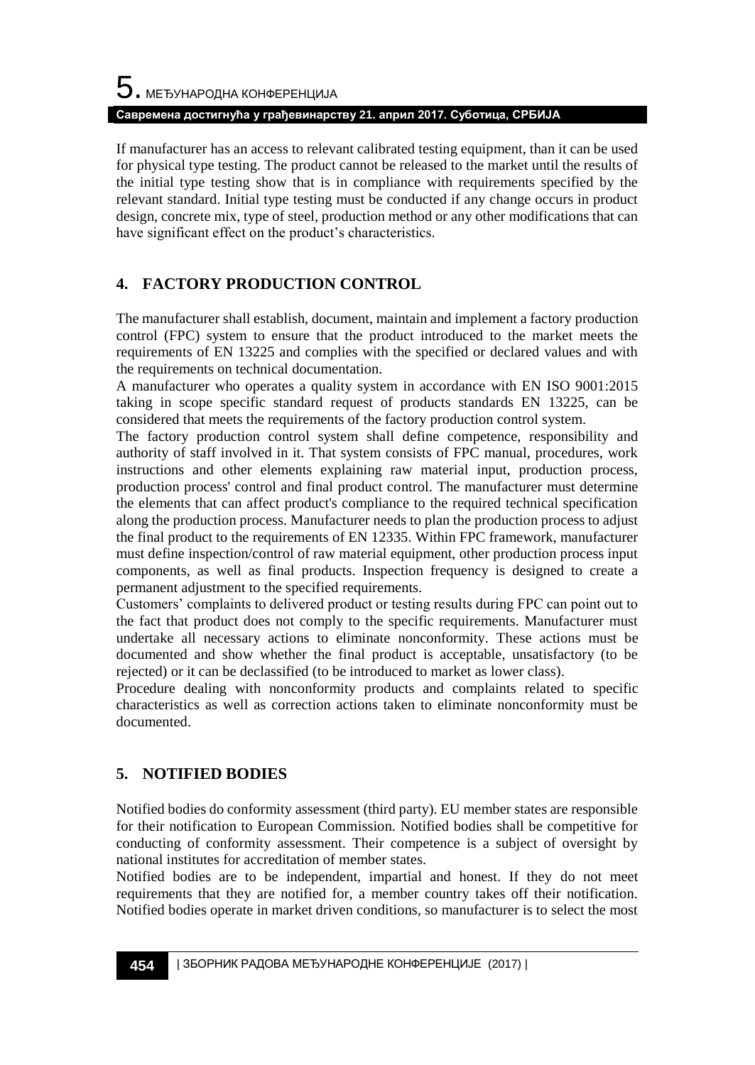If manufacturer has an access to relevant calibrated testing equipment, than it can be used for physical type testing. The product cannot be released to the market until the results of the initial type testing show that is in compliance with requirements specified by the relevant standard. Initial type testing must be conducted if any change occurs in product design, concrete mix, type of steel, production method or any other modifications that can have significant effect on the product's characteristics.

## 4. FACTORY PRODUCTION CONTROL

The manufacturer shall establish, document, maintain and implement a factory production control (FPC) system to ensure that the product introduced to the market meets the requirements of EN 13225 and complies with the specified or declared values and with the requirements on technical documentation.

A manufacturer who operates a quality system in accordance with EN ISO 9001:2015 taking in scope specific standard request of products standards EN 13225, can be considered that meets the requirements of the factory production control system.

The factory production control system shall define competence, responsibility and authority of staff involved in it. That system consists of FPC manual, procedures, work instructions and other elements explaining raw material input, production process, production process' control and final product control. The manufacturer must determine the elements that can affect product's compliance to the required technical specification along the production process. Manufacturer needs to plan the production process to adjust the final product to the requirements of EN 12335. Within FPC framework, manufacturer must define inspection/control of raw material equipment, other production process input components, as well as final products. Inspection frequency is designed to create a permanent adjustment to the specified requirements.

Customers' complaints to delivered product or testing results during FPC can point out to the fact that product does not comply to the specific requirements. Manufacturer must undertake all necessary actions to eliminate nonconformity. These actions must be documented and show whether the final product is acceptable, unsatisfactory (to be rejected) or it can be declassified (to be introduced to market as lower class).

Procedure dealing with nonconformity products and complaints related to specific characteristics as well as correction actions taken to eliminate nonconformity must be documented.

## 5. NOTIFIED BODIES

Notified bodies do conformity assessment (third party). EU member states are responsible for their notification to European Commission. Notified bodies shall be competitive for conducting of conformity assessment. Their competence is a subject of oversight by national institutes for accreditation of member states.

Notified bodies are to be independent, impartial and honest. If they do not meet requirements that they are notified for, a member country takes off their notification. Notified bodies operate in market driven conditions, so manufacturer is to select the most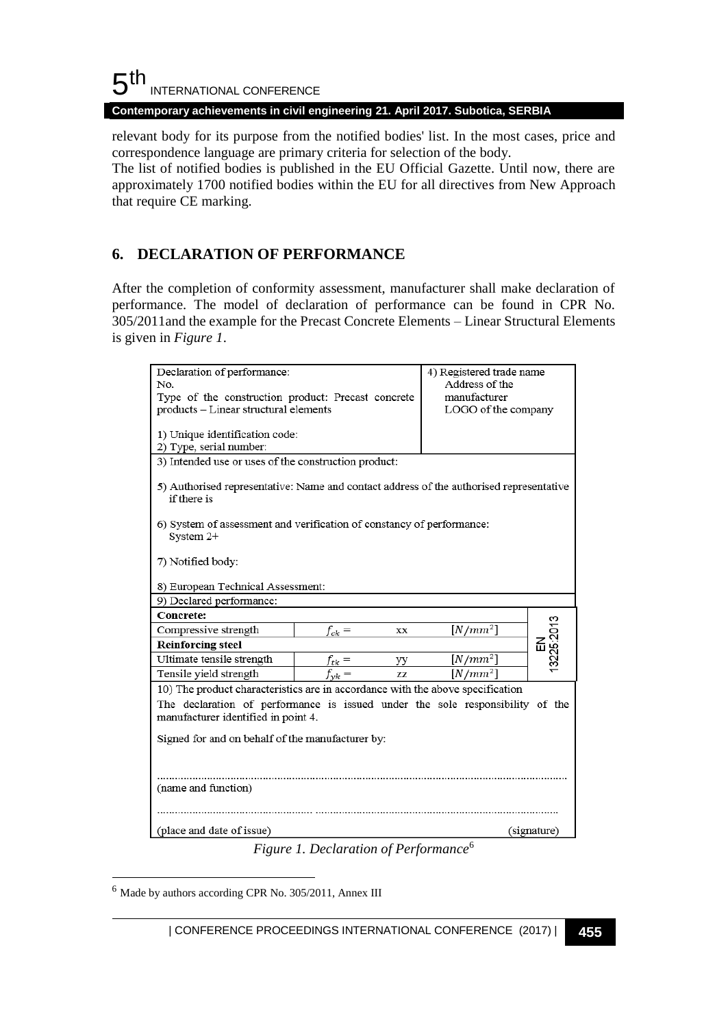relevant body for its purpose from the notified bodies' list. In the most cases, price and correspondence language are primary criteria for selection of the body.
The list of notified bodies is published in the EU Official Gazette. Until now, there are approximately 1700 notified bodies within the EU for all directives from New Approach that require CE marking.

## 6. DECLARATION OF PERFORMANCE

After the completion of conformity assessment, manufacturer shall make declaration of performance. The model of declaration of performance can be found in CPR No. 305/2011and the example for the Precast Concrete Elements – Linear Structural Elements is given in *Figure 1*.

| Declaration of performance:<br>No.<br>Type of the construction product: Precast concrete products – Linear structural elements<br><br>1) Unique identification code:<br>2) Type, serial number: | | | | 4) Registered trade name<br>Address of the manufacturer<br>LOGO of the company |
|---|---|---|---|---|
| 3) Intended use or uses of the construction product:<br><br>5) Authorised representative: Name and contact address of the authorised representative if there is<br><br>6) System of assessment and verification of constancy of performance:<br>System 2+<br><br>7) Notified body:<br><br>8) European Technical Assessment: | | | | |
| 9) Declared performance: | | | | |
| **Concrete:** | | | | EN 13225:2013 |
| Compressive strength | $f_{ck} =$ | xx | $[N/mm^2]$ | |
| **Reinforcing steel** | | | | |
| Ultimate tensile strength | $f_{tk} =$ | yy | $[N/mm^2]$ | |
| Tensile yield strength | $f_{yk} =$ | zz | $[N/mm^2]$ | |
| 10) The product characteristics are in accordance with the above specification<br>The declaration of performance is issued under the sole responsibility of the manufacturer identified in point 4.<br><br>Signed for and on behalf of the manufacturer by:<br><br>..............................................................<br>(name and function)<br><br>.............................. ..............................<br>(place and date of issue) (signature) | | | | |

*Figure 1. Declaration of Performance*[6]

[6] Made by authors according CPR No. 305/2011, Annex III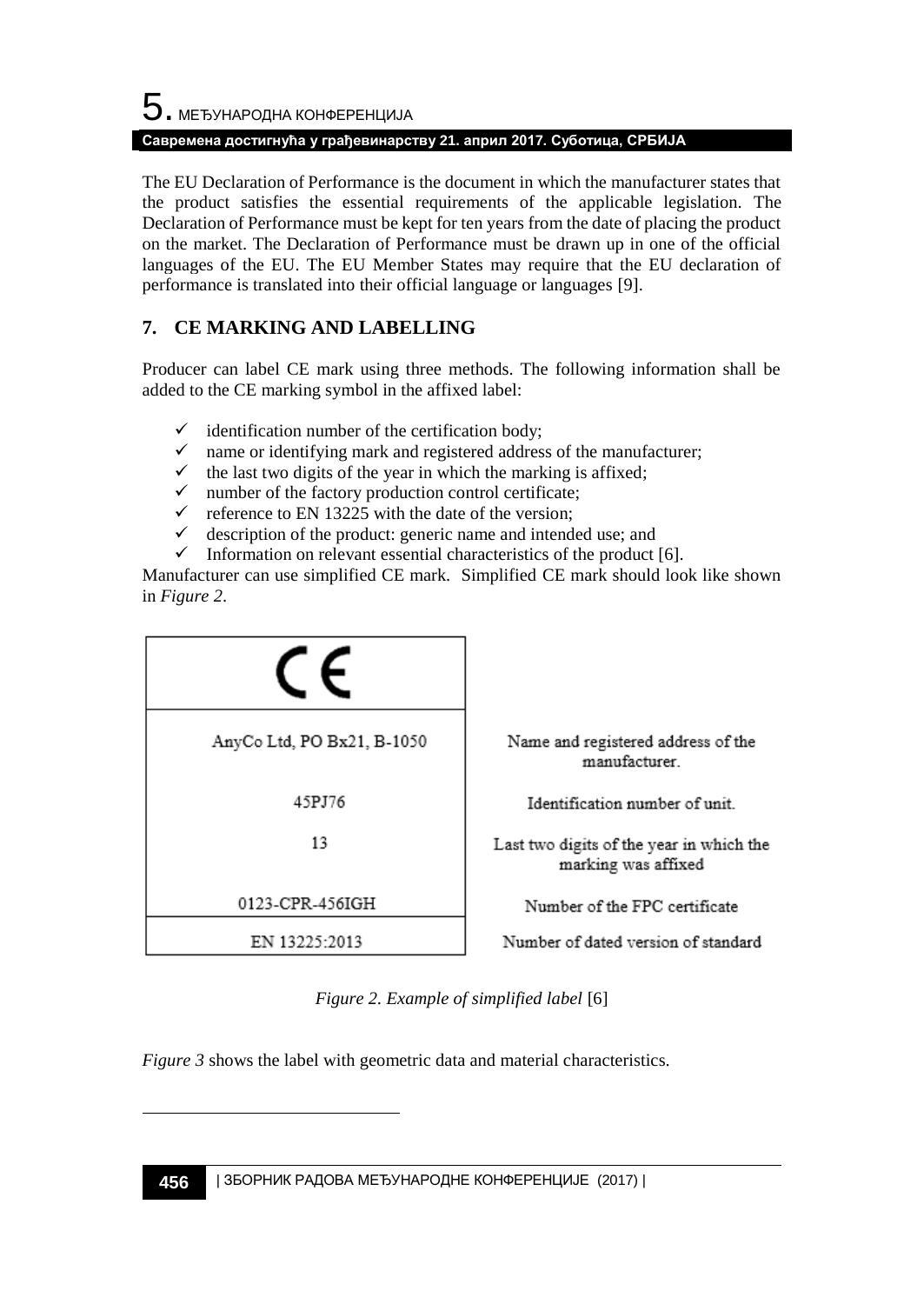The EU Declaration of Performance is the document in which the manufacturer states that the product satisfies the essential requirements of the applicable legislation. The Declaration of Performance must be kept for ten years from the date of placing the product on the market. The Declaration of Performance must be drawn up in one of the official languages of the EU. The EU Member States may require that the EU declaration of performance is translated into their official language or languages [9].

## 7. CE MARKING AND LABELLING

Producer can label CE mark using three methods. The following information shall be added to the CE marking symbol in the affixed label:

- ✓ identification number of the certification body;
- ✓ name or identifying mark and registered address of the manufacturer;
- ✓ the last two digits of the year in which the marking is affixed;
- ✓ number of the factory production control certificate;
- ✓ reference to EN 13225 with the date of the version;
- ✓ description of the product: generic name and intended use; and
- ✓ Information on relevant essential characteristics of the product [6].

Manufacturer can use simplified CE mark. Simplified CE mark should look like shown in *Figure 2*.

| CE | |
|---|---|
| AnyCo Ltd, PO Bx21, B-1050 | Name and registered address of the manufacturer. |
| 45PJ76 | Identification number of unit. |
| 13 | Last two digits of the year in which the marking was affixed |
| 0123-CPR-456IGH | Number of the FPC certificate |
| EN 13225:2013 | Number of dated version of standard |

*Figure 2. Example of simplified label* [6]

*Figure 3* shows the label with geometric data and material characteristics.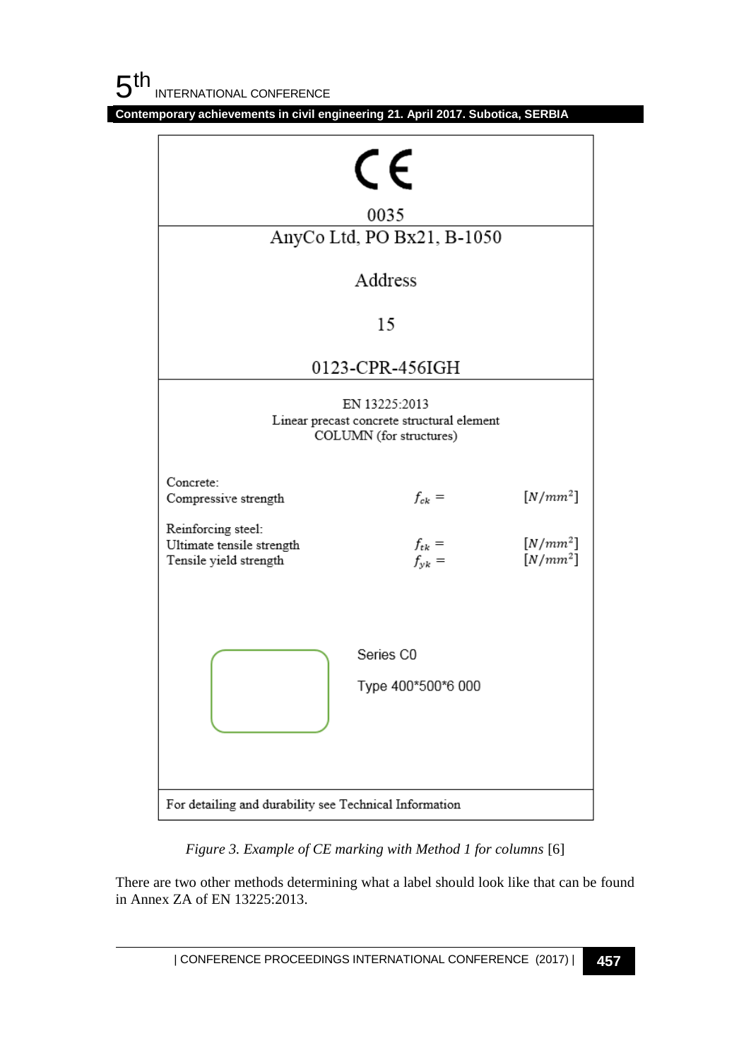CE

0035

AnyCo Ltd, PO Bx21, B-1050

Address

15

0123-CPR-456IGH

EN 13225:2013
Linear precast concrete structural element
COLUMN (for structures)

| | | |
|---|---|---|
| Concrete: | | |
| Compressive strength | $f_{ck}$ = | $[N/mm^2]$ |
| Reinforcing steel: | | |
| Ultimate tensile strength | $f_{tk}$ = | $[N/mm^2]$ |
| Tensile yield strength | $f_{yk}$ = | $[N/mm^2]$ |

Series C0

Type 400*500*6 000

For detailing and durability see Technical Information

*Figure 3. Example of CE marking with Method 1 for columns* [6]

There are two other methods determining what a label should look like that can be found in Annex ZA of EN 13225:2013.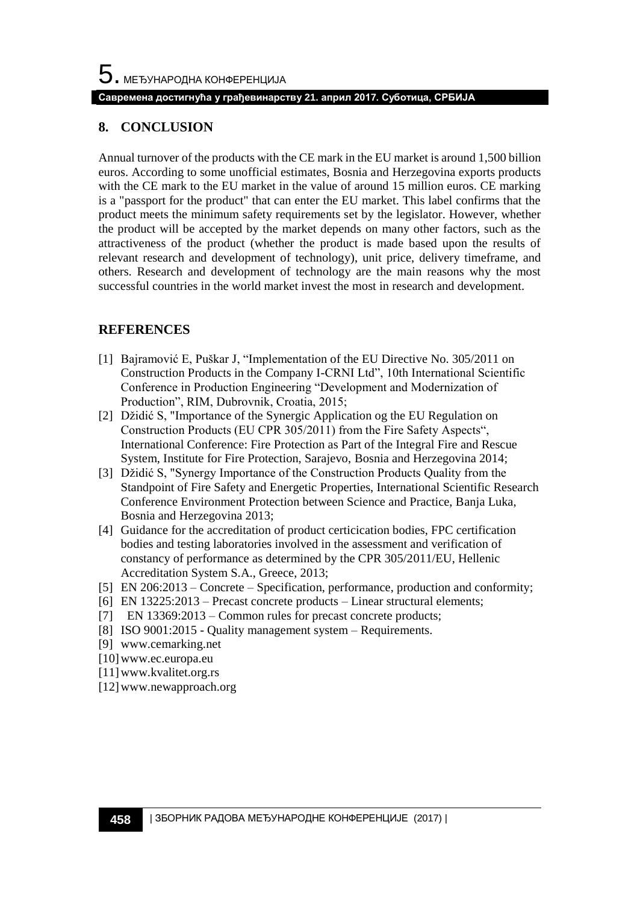## 8. CONCLUSION

Annual turnover of the products with the CE mark in the EU market is around 1,500 billion euros. According to some unofficial estimates, Bosnia and Herzegovina exports products with the CE mark to the EU market in the value of around 15 million euros. CE marking is a "passport for the product" that can enter the EU market. This label confirms that the product meets the minimum safety requirements set by the legislator. However, whether the product will be accepted by the market depends on many other factors, such as the attractiveness of the product (whether the product is made based upon the results of relevant research and development of technology), unit price, delivery timeframe, and others. Research and development of technology are the main reasons why the most successful countries in the world market invest the most in research and development.

## REFERENCES

[1] Bajramović E, Puškar J, "Implementation of the EU Directive No. 305/2011 on Construction Products in the Company I-CRNI Ltd", 10th International Scientific Conference in Production Engineering "Development and Modernization of Production", RIM, Dubrovnik, Croatia, 2015;

[2] Džidić S, "Importance of the Synergic Application og the EU Regulation on Construction Products (EU CPR 305/2011) from the Fire Safety Aspects", International Conference: Fire Protection as Part of the Integral Fire and Rescue System, Institute for Fire Protection, Sarajevo, Bosnia and Herzegovina 2014;

[3] Džidić S, "Synergy Importance of the Construction Products Quality from the Standpoint of Fire Safety and Energetic Properties, International Scientific Research Conference Environment Protection between Science and Practice, Banja Luka, Bosnia and Herzegovina 2013;

[4] Guidance for the accreditation of product certicication bodies, FPC certification bodies and testing laboratories involved in the assessment and verification of constancy of performance as determined by the CPR 305/2011/EU, Hellenic Accreditation System S.A., Greece, 2013;

[5] EN 206:2013 – Concrete – Specification, performance, production and conformity;

[6] EN 13225:2013 – Precast concrete products – Linear structural elements;

[7] EN 13369:2013 – Common rules for precast concrete products;

[8] ISO 9001:2015 - Quality management system – Requirements.

[9] www.cemarking.net

[10] www.ec.europa.eu

[11] www.kvalitet.org.rs

[12] www.newapproach.org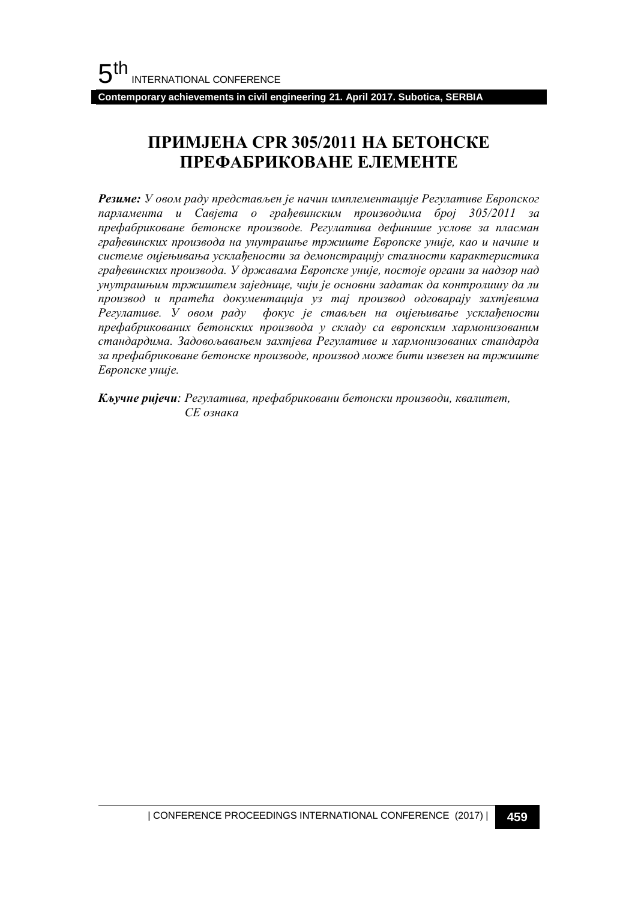# ПРИМЈЕНА CPR 305/2011 НА БЕТОНСКЕ ПРЕФАБРИКОВАНЕ ЕЛЕМЕНТЕ

***Резиме:*** *У овом раду представљен је начин имплементације Регулативе Европског парламента и Савјета о грађевинским производима број 305/2011 за префабриковане бетонске производе. Регулатива дефинише услове за пласман грађевинских производа на унутрашње тржиште Европске уније, као и начине и системе оцјењивања усклађености за демонстрацију сталности карактеристика грађевинских производа. У државама Европске уније, постоје органи за надзор над унутрашњим тржиштем заједнице, чији је основни задатак да контролишу да ли производ и пратећа документација уз тај производ одговарају захтјевима Регулативе. У овом раду фокус је стављен на оцјењивање усклађености префабрикованих бетонских производа у складу са европским хармонизованим стандардима. Задовољавањем захтјева Регулативе и хармонизованих стандарда за префабриковане бетонске производе, производ може бити извезен на тржиште Европске уније.*

***Кључне ријечи***: *Регулатива, префабриковани бетонски производи, квалитет, CE ознака*